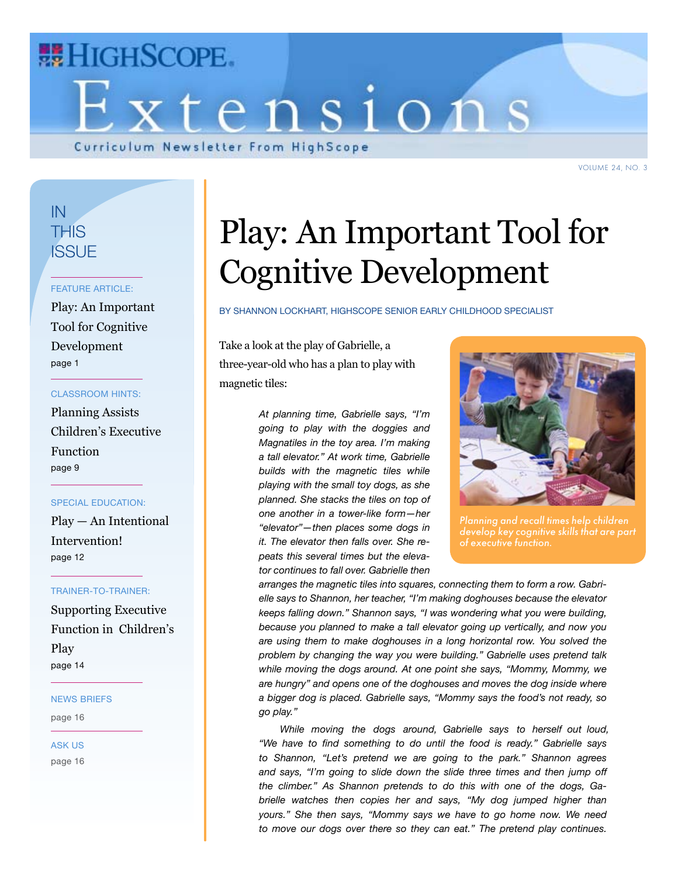# HighScope Extensions

Curriculum Newsletter From HighScope

VOLUME 24, NO. 3

## IN THIS ISSUE

FEATURE ARTICLE:

Play: An Important Tool for Cognitive Development
page 1

CLASSROOM HINTS:

Planning Assists Children's Executive Function
page 9

SPECIAL EDUCATION:

Play — An Intentional Intervention!
page 12

TRAINER-TO-TRAINER:

Supporting Executive Function in Children's Play
page 14

NEWS BRIEFS
page 16

ASK US
page 16

# Play: An Important Tool for Cognitive Development

BY SHANNON LOCKHART, HIGHSCOPE SENIOR EARLY CHILDHOOD SPECIALIST

Take a look at the play of Gabrielle, a three-year-old who has a plan to play with magnetic tiles:

> *At planning time, Gabrielle says, "I'm going to play with the doggies and Magnatiles in the toy area. I'm making a tall elevator." At work time, Gabrielle builds with the magnetic tiles while playing with the small toy dogs, as she planned. She stacks the tiles on top of one another in a tower-like form—her "elevator"—then places some dogs in it. The elevator then falls over. She repeats this several times but the elevator continues to fall over. Gabrielle then arranges the magnetic tiles into squares, connecting them to form a row. Gabrielle says to Shannon, her teacher, "I'm making doghouses because the elevator keeps falling down." Shannon says, "I was wondering what you were building, because you planned to make a tall elevator going up vertically, and now you are using them to make doghouses in a long horizontal row. You solved the problem by changing the way you were building." Gabrielle uses pretend talk while moving the dogs around. At one point she says, "Mommy, Mommy, we are hungry" and opens one of the doghouses and moves the dog inside where a bigger dog is placed. Gabrielle says, "Mommy says the food's not ready, so go play."*
>
> *While moving the dogs around, Gabrielle says to herself out loud, "We have to find something to do until the food is ready." Gabrielle says to Shannon, "Let's pretend we are going to the park." Shannon agrees and says, "I'm going to slide down the slide three times and then jump off the climber." As Shannon pretends to do this with one of the dogs, Gabrielle watches then copies her and says, "My dog jumped higher than yours." She then says, "Mommy says we have to go home now. We need to move our dogs over there so they can eat." The pretend play continues.*

Planning and recall times help children develop key cognitive skills that are part of executive function.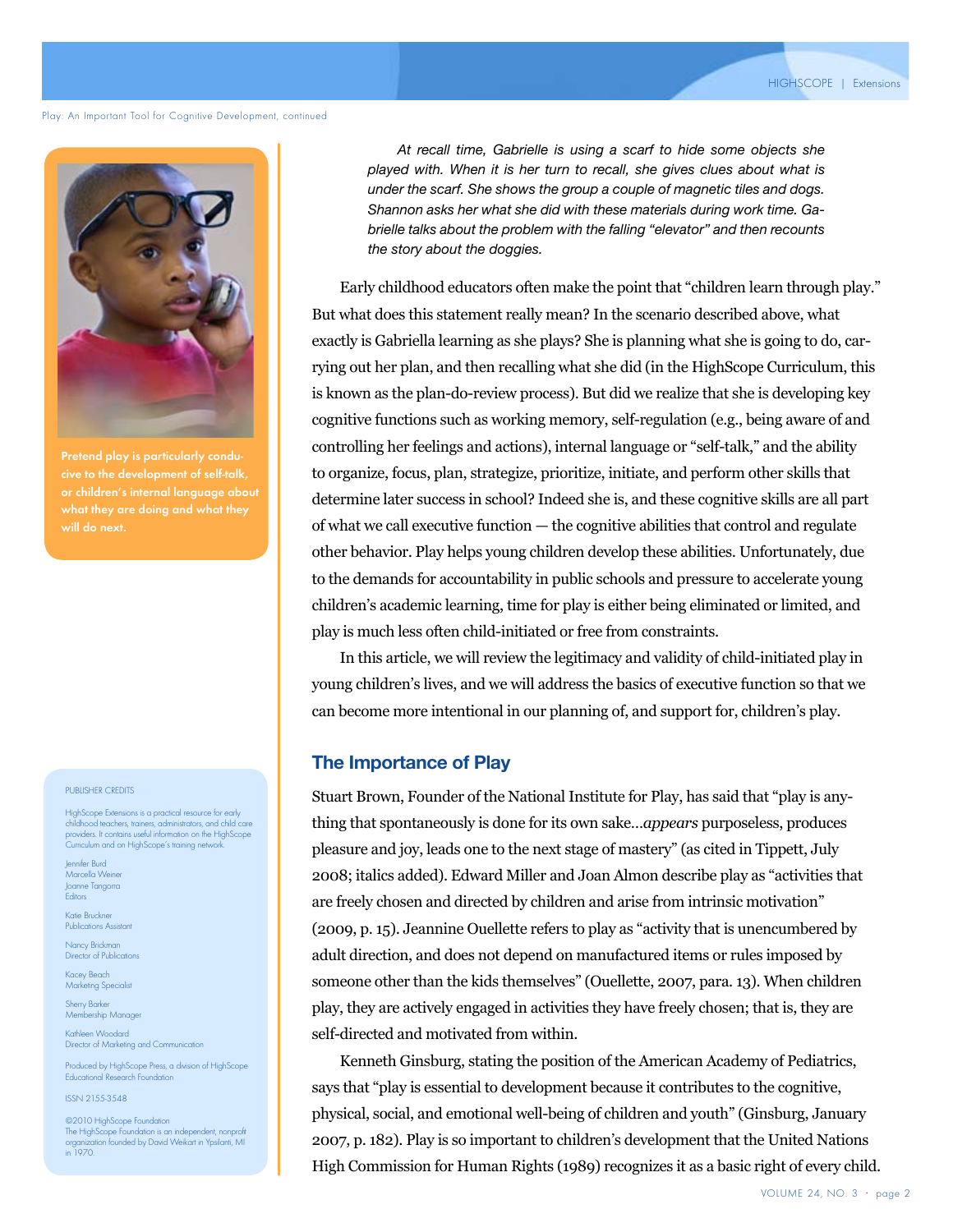*At recall time, Gabrielle is using a scarf to hide some objects she played with. When it is her turn to recall, she gives clues about what is under the scarf. She shows the group a couple of magnetic tiles and dogs. Shannon asks her what she did with these materials during work time. Gabrielle talks about the problem with the falling "elevator" and then recounts the story about the doggies.*

Early childhood educators often make the point that "children learn through play." But what does this statement really mean? In the scenario described above, what exactly is Gabriella learning as she plays? She is planning what she is going to do, carrying out her plan, and then recalling what she did (in the HighScope Curriculum, this is known as the plan-do-review process). But did we realize that she is developing key cognitive functions such as working memory, self-regulation (e.g., being aware of and controlling her feelings and actions), internal language or "self-talk," and the ability to organize, focus, plan, strategize, prioritize, initiate, and perform other skills that determine later success in school? Indeed she is, and these cognitive skills are all part of what we call executive function — the cognitive abilities that control and regulate other behavior. Play helps young children develop these abilities. Unfortunately, due to the demands for accountability in public schools and pressure to accelerate young children's academic learning, time for play is either being eliminated or limited, and play is much less often child-initiated or free from constraints.

In this article, we will review the legitimacy and validity of child-initiated play in young children's lives, and we will address the basics of executive function so that we can become more intentional in our planning of, and support for, children's play.

Pretend play is particularly conducive to the development of self-talk, or children's internal language about what they are doing and what they will do next.

## The Importance of Play

Stuart Brown, Founder of the National Institute for Play, has said that "play is anything that spontaneously is done for its own sake...*appears* purposeless, produces pleasure and joy, leads one to the next stage of mastery" (as cited in Tippett, July 2008; italics added). Edward Miller and Joan Almon describe play as "activities that are freely chosen and directed by children and arise from intrinsic motivation" (2009, p. 15). Jeannine Ouellette refers to play as "activity that is unencumbered by adult direction, and does not depend on manufactured items or rules imposed by someone other than the kids themselves" (Ouellette, 2007, para. 13). When children play, they are actively engaged in activities they have freely chosen; that is, they are self-directed and motivated from within.

Kenneth Ginsburg, stating the position of the American Academy of Pediatrics, says that "play is essential to development because it contributes to the cognitive, physical, social, and emotional well-being of children and youth" (Ginsburg, January 2007, p. 182). Play is so important to children's development that the United Nations High Commission for Human Rights (1989) recognizes it as a basic right of every child.

PUBLISHER CREDITS

HighScope Extensions is a practical resource for early childhood teachers, trainers, administrators, and child care providers. It contains useful information on the HighScope Curriculum and on HighScope's training network.

Jennifer Burd
Marcella Weiner
Joanne Tangorra
Editors

Katie Bruckner
Publications Assistant

Nancy Brickman
Director of Publications

Kacey Beach
Marketing Specialist

Sherry Barker
Membership Manager

Kathleen Woodard
Director of Marketing and Communication

Produced by HighScope Press, a division of HighScope Educational Research Foundation

ISSN 2155-3548

©2010 HighScope Foundation
The HighScope Foundation is an independent, nonprofit organization founded by David Weikart in Ypsilanti, MI in 1970.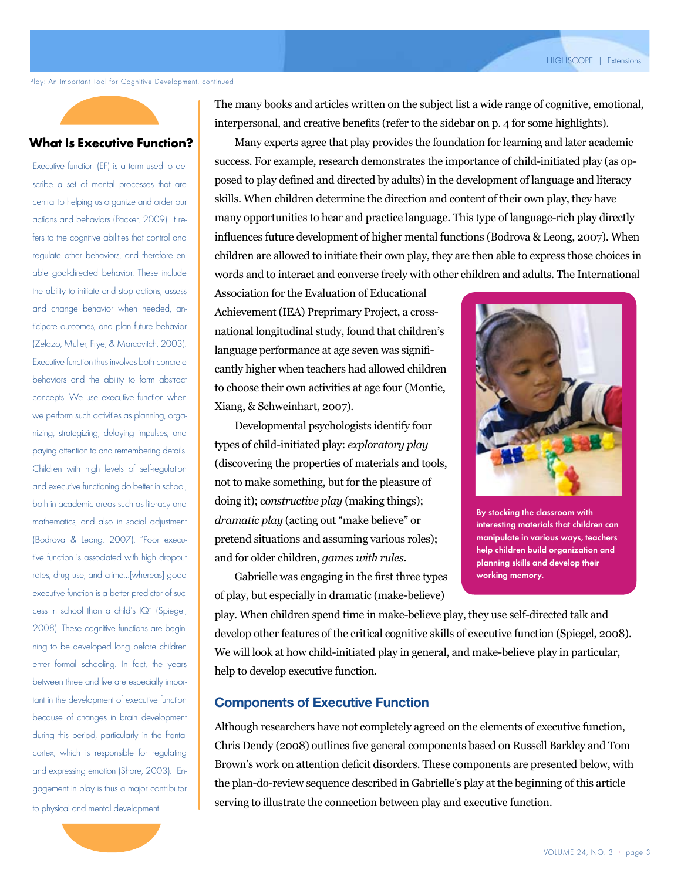## What Is Executive Function?

Executive function (EF) is a term used to describe a set of mental processes that are central to helping us organize and order our actions and behaviors (Packer, 2009). It refers to the cognitive abilities that control and regulate other behaviors, and therefore enable goal-directed behavior. These include the ability to initiate and stop actions, assess and change behavior when needed, anticipate outcomes, and plan future behavior (Zelazo, Muller, Frye, & Marcovitch, 2003). Executive function thus involves both concrete behaviors and the ability to form abstract concepts. We use executive function when we perform such activities as planning, organizing, strategizing, delaying impulses, and paying attention to and remembering details. Children with high levels of self-regulation and executive functioning do better in school, both in academic areas such as literacy and mathematics, and also in social adjustment (Bodrova & Leong, 2007). "Poor executive function is associated with high dropout rates, drug use, and crime…[whereas] good executive function is a better predictor of success in school than a child's IQ" (Spiegel, 2008). These cognitive functions are beginning to be developed long before children enter formal schooling. In fact, the years between three and five are especially important in the development of executive function because of changes in brain development during this period, particularly in the frontal cortex, which is responsible for regulating and expressing emotion (Shore, 2003). Engagement in play is thus a major contributor to physical and mental development.

The many books and articles written on the subject list a wide range of cognitive, emotional, interpersonal, and creative benefits (refer to the sidebar on p. 4 for some highlights).

Many experts agree that play provides the foundation for learning and later academic success. For example, research demonstrates the importance of child-initiated play (as opposed to play defined and directed by adults) in the development of language and literacy skills. When children determine the direction and content of their own play, they have many opportunities to hear and practice language. This type of language-rich play directly influences future development of higher mental functions (Bodrova & Leong, 2007). When children are allowed to initiate their own play, they are then able to express those choices in words and to interact and converse freely with other children and adults. The International Association for the Evaluation of Educational Achievement (IEA) Preprimary Project, a cross-national longitudinal study, found that children's language performance at age seven was significantly higher when teachers had allowed children to choose their own activities at age four (Montie, Xiang, & Schweinhart, 2007).

Developmental psychologists identify four types of child-initiated play: *exploratory play* (discovering the properties of materials and tools, not to make something, but for the pleasure of doing it); *constructive play* (making things); *dramatic play* (acting out "make believe" or pretend situations and assuming various roles); and for older children, *games with rules*.

By stocking the classroom with interesting materials that children can manipulate in various ways, teachers help children build organization and planning skills and develop their working memory.

Gabrielle was engaging in the first three types of play, but especially in dramatic (make-believe) play. When children spend time in make-believe play, they use self-directed talk and develop other features of the critical cognitive skills of executive function (Spiegel, 2008). We will look at how child-initiated play in general, and make-believe play in particular, help to develop executive function.

## Components of Executive Function

Although researchers have not completely agreed on the elements of executive function, Chris Dendy (2008) outlines five general components based on Russell Barkley and Tom Brown's work on attention deficit disorders. These components are presented below, with the plan-do-review sequence described in Gabrielle's play at the beginning of this article serving to illustrate the connection between play and executive function.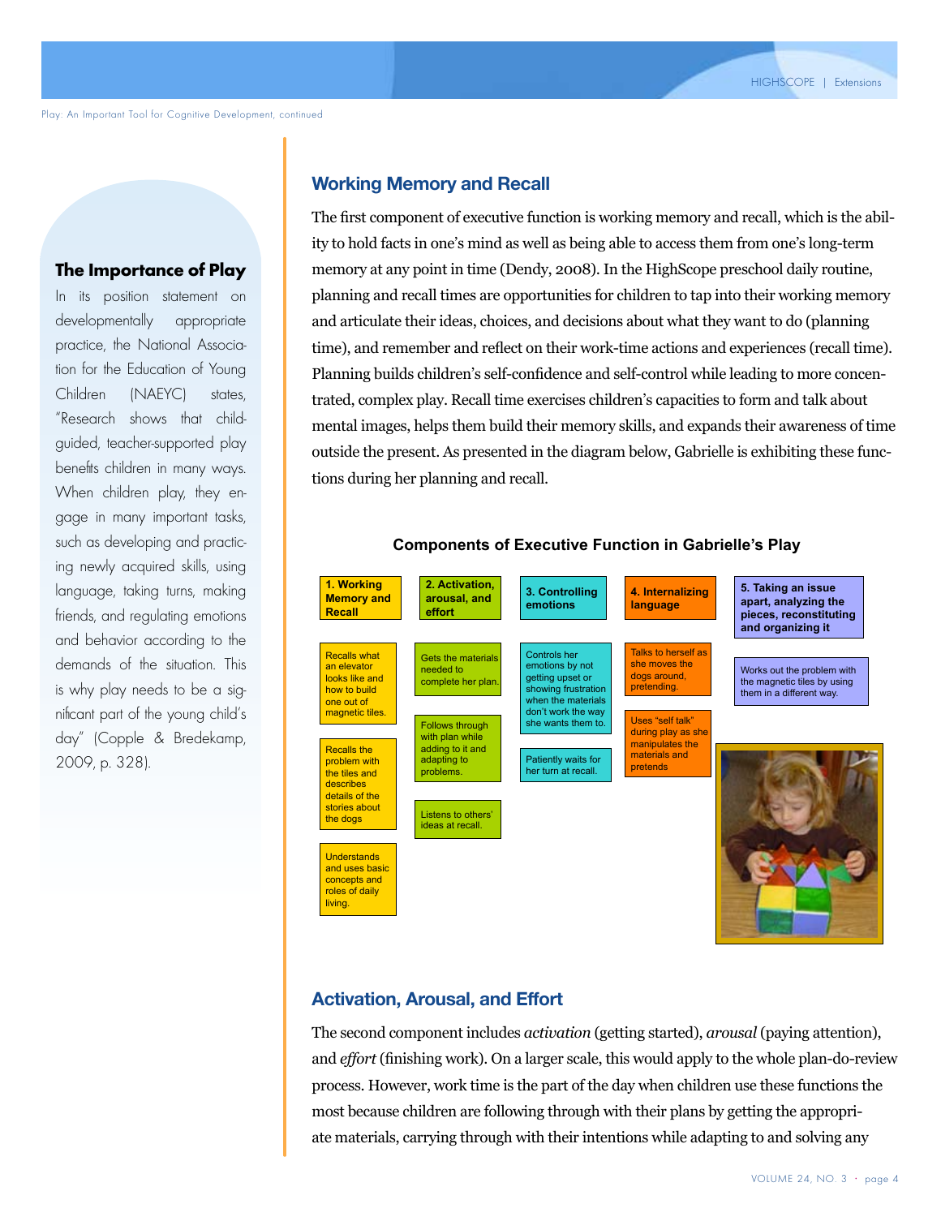## The Importance of Play

In its position statement on developmentally appropriate practice, the National Association for the Education of Young Children (NAEYC) states, "Research shows that child-guided, teacher-supported play benefits children in many ways. When children play, they engage in many important tasks, such as developing and practicing newly acquired skills, using language, taking turns, making friends, and regulating emotions and behavior according to the demands of the situation. This is why play needs to be a significant part of the young child's day" (Copple & Bredekamp, 2009, p. 328).

## Working Memory and Recall

The first component of executive function is working memory and recall, which is the ability to hold facts in one's mind as well as being able to access them from one's long-term memory at any point in time (Dendy, 2008). In the HighScope preschool daily routine, planning and recall times are opportunities for children to tap into their working memory and articulate their ideas, choices, and decisions about what they want to do (planning time), and remember and reflect on their work-time actions and experiences (recall time). Planning builds children's self-confidence and self-control while leading to more concentrated, complex play. Recall time exercises children's capacities to form and talk about mental images, helps them build their memory skills, and expands their awareness of time outside the present. As presented in the diagram below, Gabrielle is exhibiting these functions during her planning and recall.

**Components of Executive Function in Gabrielle's Play**

| 1. Working Memory and Recall | 2. Activation, arousal, and effort | 3. Controlling emotions | 4. Internalizing language | 5. Taking an issue apart, analyzing the pieces, reconstituting and organizing it |
|---|---|---|---|---|
| Recalls what an elevator looks like and how to build one out of magnetic tiles. | Gets the materials needed to complete her plan. | Controls her emotions by not getting upset or showing frustration when the materials don't work the way she wants them to. | Talks to herself as she moves the dogs around, pretending. | Works out the problem with the magnetic tiles by using them in a different way. |
| Recalls the problem with the tiles and describes details of the stories about the dogs | Follows through with plan while adding to it and adapting to problems. | Patiently waits for her turn at recall. | Uses "self talk" during play as she manipulates the materials and pretends | |
| Understands and uses basic concepts and roles of daily living. | Listens to others' ideas at recall. | | | |

## Activation, Arousal, and Effort

The second component includes *activation* (getting started), *arousal* (paying attention), and *effort* (finishing work). On a larger scale, this would apply to the whole plan-do-review process. However, work time is the part of the day when children use these functions the most because children are following through with their plans by getting the appropriate materials, carrying through with their intentions while adapting to and solving any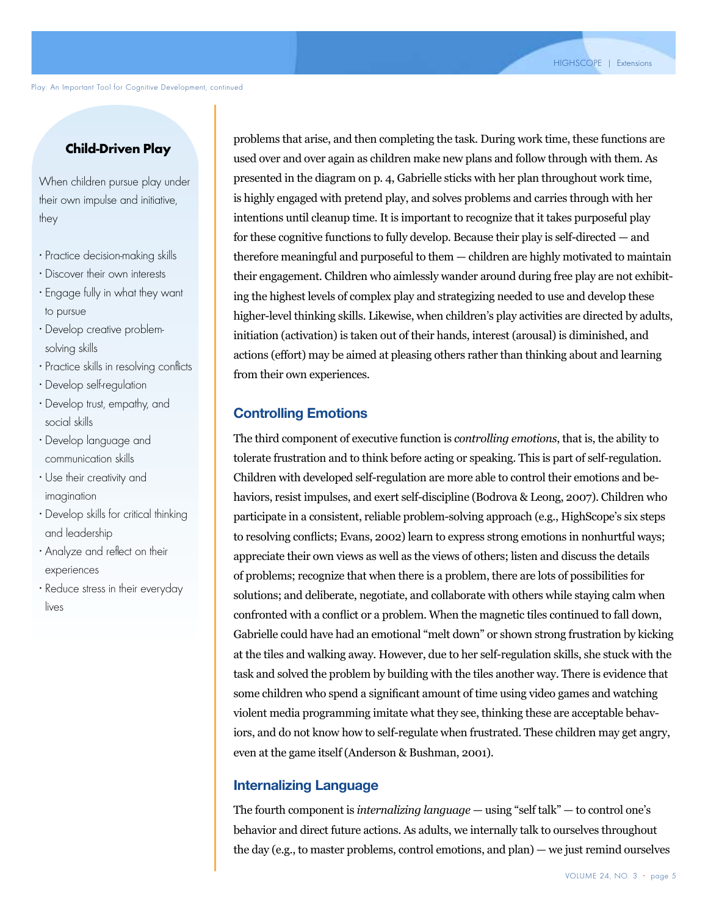### Child-Driven Play

When children pursue play under their own impulse and initiative, they

- Practice decision-making skills
- Discover their own interests
- Engage fully in what they want to pursue
- Develop creative problem-solving skills
- Practice skills in resolving conflicts
- Develop self-regulation
- Develop trust, empathy, and social skills
- Develop language and communication skills
- Use their creativity and imagination
- Develop skills for critical thinking and leadership
- Analyze and reflect on their experiences
- Reduce stress in their everyday lives

problems that arise, and then completing the task. During work time, these functions are used over and over again as children make new plans and follow through with them. As presented in the diagram on p. 4, Gabrielle sticks with her plan throughout work time, is highly engaged with pretend play, and solves problems and carries through with her intentions until cleanup time. It is important to recognize that it takes purposeful play for these cognitive functions to fully develop. Because their play is self-directed — and therefore meaningful and purposeful to them — children are highly motivated to maintain their engagement. Children who aimlessly wander around during free play are not exhibiting the highest levels of complex play and strategizing needed to use and develop these higher-level thinking skills. Likewise, when children's play activities are directed by adults, initiation (activation) is taken out of their hands, interest (arousal) is diminished, and actions (effort) may be aimed at pleasing others rather than thinking about and learning from their own experiences.

## Controlling Emotions

The third component of executive function is *controlling emotions*, that is, the ability to tolerate frustration and to think before acting or speaking. This is part of self-regulation. Children with developed self-regulation are more able to control their emotions and behaviors, resist impulses, and exert self-discipline (Bodrova & Leong, 2007). Children who participate in a consistent, reliable problem-solving approach (e.g., HighScope's six steps to resolving conflicts; Evans, 2002) learn to express strong emotions in nonhurtful ways; appreciate their own views as well as the views of others; listen and discuss the details of problems; recognize that when there is a problem, there are lots of possibilities for solutions; and deliberate, negotiate, and collaborate with others while staying calm when confronted with a conflict or a problem. When the magnetic tiles continued to fall down, Gabrielle could have had an emotional "melt down" or shown strong frustration by kicking at the tiles and walking away. However, due to her self-regulation skills, she stuck with the task and solved the problem by building with the tiles another way. There is evidence that some children who spend a significant amount of time using video games and watching violent media programming imitate what they see, thinking these are acceptable behaviors, and do not know how to self-regulate when frustrated. These children may get angry, even at the game itself (Anderson & Bushman, 2001).

## Internalizing Language

The fourth component is *internalizing language* — using "self talk" — to control one's behavior and direct future actions. As adults, we internally talk to ourselves throughout the day (e.g., to master problems, control emotions, and plan) — we just remind ourselves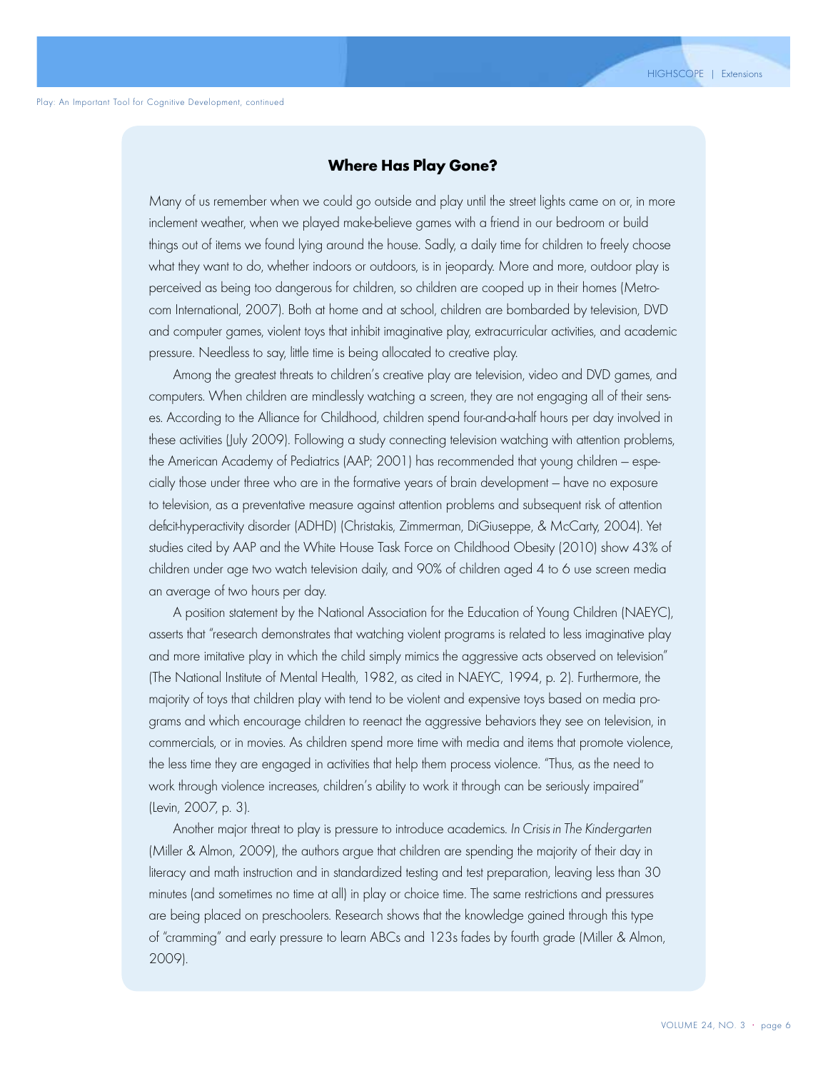## Where Has Play Gone?

Many of us remember when we could go outside and play until the street lights came on or, in more inclement weather, when we played make-believe games with a friend in our bedroom or build things out of items we found lying around the house. Sadly, a daily time for children to freely choose what they want to do, whether indoors or outdoors, is in jeopardy. More and more, outdoor play is perceived as being too dangerous for children, so children are cooped up in their homes (Metrocom International, 2007). Both at home and at school, children are bombarded by television, DVD and computer games, violent toys that inhibit imaginative play, extracurricular activities, and academic pressure. Needless to say, little time is being allocated to creative play.

Among the greatest threats to children's creative play are television, video and DVD games, and computers. When children are mindlessly watching a screen, they are not engaging all of their senses. According to the Alliance for Childhood, children spend four-and-a-half hours per day involved in these activities (July 2009). Following a study connecting television watching with attention problems, the American Academy of Pediatrics (AAP; 2001) has recommended that young children — especially those under three who are in the formative years of brain development — have no exposure to television, as a preventative measure against attention problems and subsequent risk of attention deficit-hyperactivity disorder (ADHD) (Christakis, Zimmerman, DiGiuseppe, & McCarty, 2004). Yet studies cited by AAP and the White House Task Force on Childhood Obesity (2010) show 43% of children under age two watch television daily, and 90% of children aged 4 to 6 use screen media an average of two hours per day.

A position statement by the National Association for the Education of Young Children (NAEYC), asserts that "research demonstrates that watching violent programs is related to less imaginative play and more imitative play in which the child simply mimics the aggressive acts observed on television" (The National Institute of Mental Health, 1982, as cited in NAEYC, 1994, p. 2). Furthermore, the majority of toys that children play with tend to be violent and expensive toys based on media programs and which encourage children to reenact the aggressive behaviors they see on television, in commercials, or in movies. As children spend more time with media and items that promote violence, the less time they are engaged in activities that help them process violence. "Thus, as the need to work through violence increases, children's ability to work it through can be seriously impaired" (Levin, 2007, p. 3).

Another major threat to play is pressure to introduce academics. *In Crisis in The Kindergarten* (Miller & Almon, 2009), the authors argue that children are spending the majority of their day in literacy and math instruction and in standardized testing and test preparation, leaving less than 30 minutes (and sometimes no time at all) in play or choice time. The same restrictions and pressures are being placed on preschoolers. Research shows that the knowledge gained through this type of "cramming" and early pressure to learn ABCs and 123s fades by fourth grade (Miller & Almon, 2009).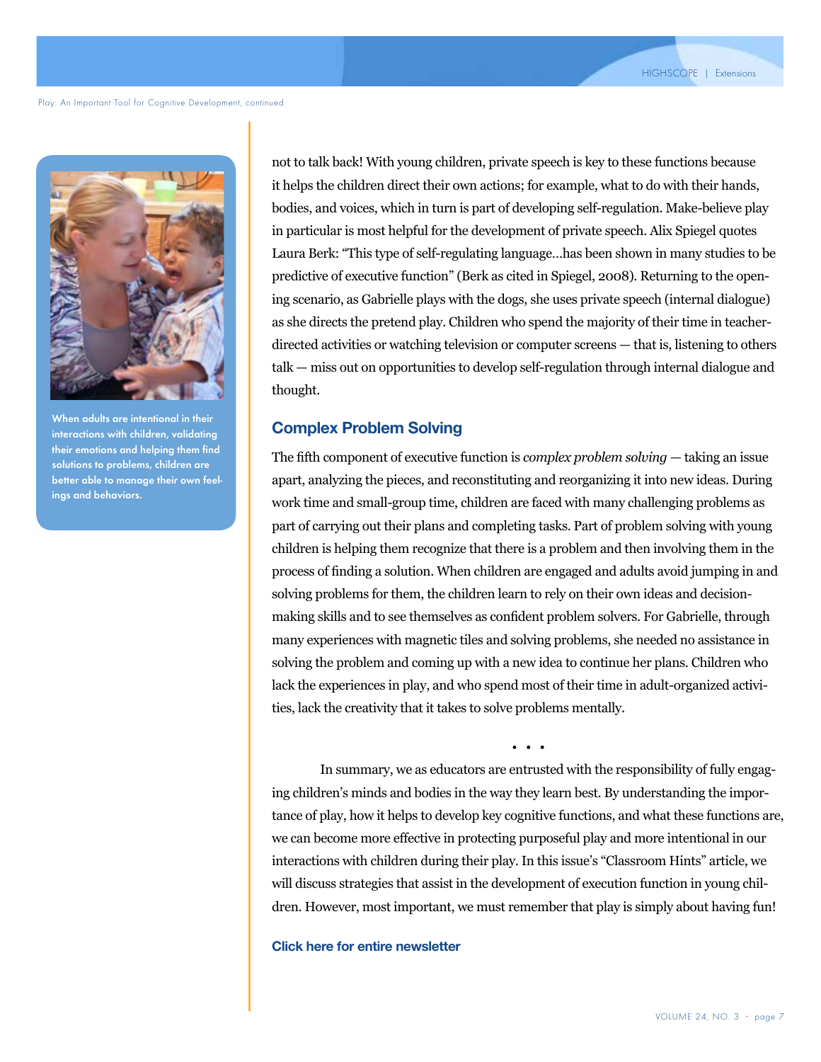When adults are intentional in their interactions with children, validating their emotions and helping them find solutions to problems, children are better able to manage their own feelings and behaviors.

not to talk back! With young children, private speech is key to these functions because it helps the children direct their own actions; for example, what to do with their hands, bodies, and voices, which in turn is part of developing self-regulation. Make-believe play in particular is most helpful for the development of private speech. Alix Spiegel quotes Laura Berk: "This type of self-regulating language…has been shown in many studies to be predictive of executive function" (Berk as cited in Spiegel, 2008). Returning to the opening scenario, as Gabrielle plays with the dogs, she uses private speech (internal dialogue) as she directs the pretend play. Children who spend the majority of their time in teacher-directed activities or watching television or computer screens — that is, listening to others talk — miss out on opportunities to develop self-regulation through internal dialogue and thought.

## Complex Problem Solving

The fifth component of executive function is *complex problem solving* — taking an issue apart, analyzing the pieces, and reconstituting and reorganizing it into new ideas. During work time and small-group time, children are faced with many challenging problems as part of carrying out their plans and completing tasks. Part of problem solving with young children is helping them recognize that there is a problem and then involving them in the process of finding a solution. When children are engaged and adults avoid jumping in and solving problems for them, the children learn to rely on their own ideas and decision-making skills and to see themselves as confident problem solvers. For Gabrielle, through many experiences with magnetic tiles and solving problems, she needed no assistance in solving the problem and coming up with a new idea to continue her plans. Children who lack the experiences in play, and who spend most of their time in adult-organized activities, lack the creativity that it takes to solve problems mentally.

• • •

In summary, we as educators are entrusted with the responsibility of fully engaging children's minds and bodies in the way they learn best. By understanding the importance of play, how it helps to develop key cognitive functions, and what these functions are, we can become more effective in protecting purposeful play and more intentional in our interactions with children during their play. In this issue's "Classroom Hints" article, we will discuss strategies that assist in the development of execution function in young children. However, most important, we must remember that play is simply about having fun!

**Click here for entire newsletter**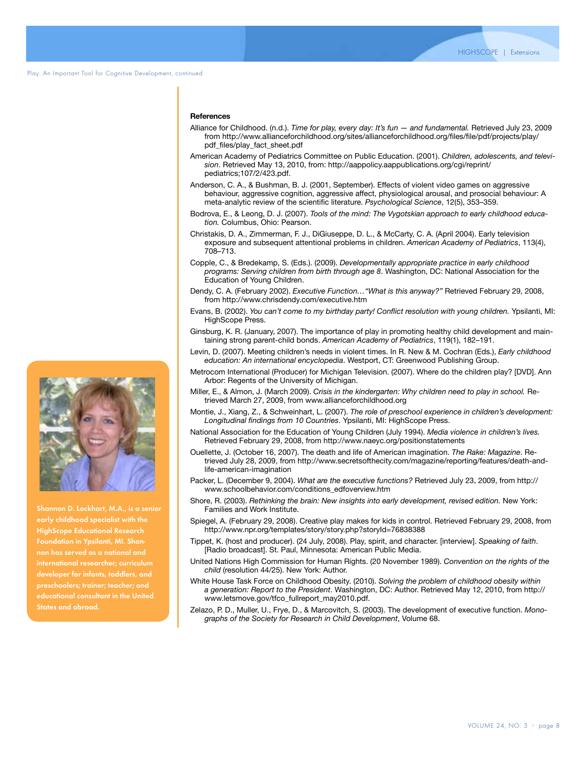### References

Alliance for Childhood. (n.d.). *Time for play, every day: It's fun — and fundamental.* Retrieved July 23, 2009 from http://www.allianceforchildhood.org/sites/allianceforchildhood.org/files/file/pdf/projects/play/pdf_files/play_fact_sheet.pdf

American Academy of Pediatrics Committee on Public Education. (2001). *Children, adolescents, and television*. Retrieved May 13, 2010, from: http://aappolicy.aappublications.org/cgi/reprint/pediatrics;107/2/423.pdf.

Anderson, C. A., & Bushman, B. J. (2001, September). Effects of violent video games on aggressive behaviour, aggressive cognition, aggressive affect, physiological arousal, and prosocial behaviour: A meta-analytic review of the scientific literature. *Psychological Science*, 12(5), 353–359.

Bodrova, E., & Leong, D. J. (2007). *Tools of the mind: The Vygotskian approach to early childhood education.* Columbus, Ohio: Pearson.

Christakis, D. A., Zimmerman, F. J., DiGiuseppe, D. L., & McCarty, C. A. (April 2004). Early television exposure and subsequent attentional problems in children. *American Academy of Pediatrics*, 113(4), 708–713.

Copple, C., & Bredekamp, S. (Eds.). (2009). *Developmentally appropriate practice in early childhood programs: Serving children from birth through age 8*. Washington, DC: National Association for the Education of Young Children.

Dendy, C. A. (February 2002). *Executive Function…"What is this anyway?"* Retrieved February 29, 2008, from http://www.chrisdendy.com/executive.htm

Evans, B. (2002). *You can't come to my birthday party! Conflict resolution with young children.* Ypsilanti, MI: HighScope Press.

Ginsburg, K. R. (January, 2007). The importance of play in promoting healthy child development and maintaining strong parent-child bonds. *American Academy of Pediatrics*, 119(1), 182–191.

Levin, D. (2007). Meeting children's needs in violent times. In R. New & M. Cochran (Eds.), *Early childhood education: An international encyclopedia*. Westport, CT: Greenwood Publishing Group.

Metrocom International (Producer) for Michigan Television. (2007). Where do the children play? [DVD]. Ann Arbor: Regents of the University of Michigan.

Miller, E., & Almon, J. (March 2009). *Crisis in the kindergarten: Why children need to play in school.* Retrieved March 27, 2009, from www.allianceforchildhood.org

Montie, J., Xiang, Z., & Schweinhart, L. (2007). *The role of preschool experience in children's development: Longitudinal findings from 10 Countries*. Ypsilanti, MI: HighScope Press.

National Association for the Education of Young Children (July 1994). *Media violence in children's lives.* Retrieved February 29, 2008, from http://www.naeyc.org/positionstatements

Ouellette, J. (October 16, 2007). The death and life of American imagination. *The Rake: Magazine*. Retrieved July 28, 2009, from http://www.secretsofthecity.com/magazine/reporting/features/death-and-life-american-imagination

Packer, L. (December 9, 2004). *What are the executive functions?* Retrieved July 23, 2009, from http://www.schoolbehavior.com/conditions_edfoverview.htm

Shore, R. (2003). *Rethinking the brain: New insights into early development, revised edition.* New York: Families and Work Institute.

Spiegel, A. (February 29, 2008). Creative play makes for kids in control. Retrieved February 29, 2008, from http://www.npr.org/templates/story/story.php?storyId=76838388

Tippet, K. (host and producer). (24 July, 2008). Play, spirit, and character. [interview]. *Speaking of faith*. [Radio broadcast]. St. Paul, Minnesota: American Public Media.

United Nations High Commission for Human Rights. (20 November 1989). *Convention on the rights of the child* (resolution 44/25). New York: Author.

White House Task Force on Childhood Obesity. (2010). *Solving the problem of childhood obesity within a generation: Report to the President*. Washington, DC: Author. Retrieved May 12, 2010, from http://www.letsmove.gov/tfco_fullreport_may2010.pdf.

Zelazo, P. D., Muller, U., Frye, D., & Marcovitch, S. (2003). The development of executive function. *Monographs of the Society for Research in Child Development*, Volume 68.

**Shannon D. Lockhart, M.A., is a senior early childhood specialist with the HighScope Educational Research Foundation in Ypsilanti, MI. Shannon has served as a national and international researcher; curriculum developer for infants, toddlers, and preschoolers; trainer; teacher; and educational consultant in the United States and abroad.**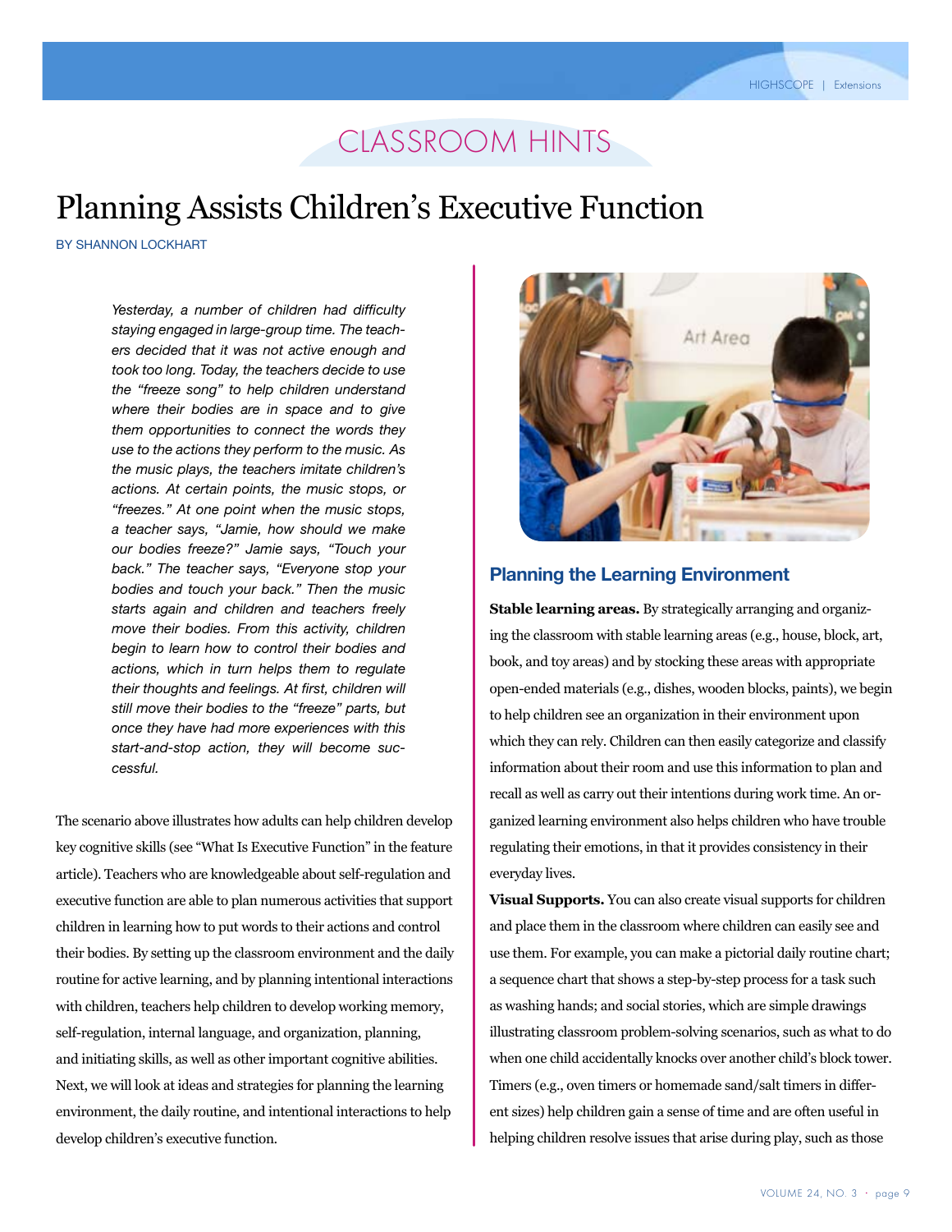# CLASSROOM HINTS

## Planning Assists Children's Executive Function

BY SHANNON LOCKHART

*Yesterday, a number of children had difficulty staying engaged in large-group time. The teachers decided that it was not active enough and took too long. Today, the teachers decide to use the "freeze song" to help children understand where their bodies are in space and to give them opportunities to connect the words they use to the actions they perform to the music. As the music plays, the teachers imitate children's actions. At certain points, the music stops, or "freezes." At one point when the music stops, a teacher says, "Jamie, how should we make our bodies freeze?" Jamie says, "Touch your back." The teacher says, "Everyone stop your bodies and touch your back." Then the music starts again and children and teachers freely move their bodies. From this activity, children begin to learn how to control their bodies and actions, which in turn helps them to regulate their thoughts and feelings. At first, children will still move their bodies to the "freeze" parts, but once they have had more experiences with this start-and-stop action, they will become successful.*

The scenario above illustrates how adults can help children develop key cognitive skills (see "What Is Executive Function" in the feature article). Teachers who are knowledgeable about self-regulation and executive function are able to plan numerous activities that support children in learning how to put words to their actions and control their bodies. By setting up the classroom environment and the daily routine for active learning, and by planning intentional interactions with children, teachers help children to develop working memory, self-regulation, internal language, and organization, planning, and initiating skills, as well as other important cognitive abilities. Next, we will look at ideas and strategies for planning the learning environment, the daily routine, and intentional interactions to help develop children's executive function.

### Planning the Learning Environment

**Stable learning areas.** By strategically arranging and organizing the classroom with stable learning areas (e.g., house, block, art, book, and toy areas) and by stocking these areas with appropriate open-ended materials (e.g., dishes, wooden blocks, paints), we begin to help children see an organization in their environment upon which they can rely. Children can then easily categorize and classify information about their room and use this information to plan and recall as well as carry out their intentions during work time. An organized learning environment also helps children who have trouble regulating their emotions, in that it provides consistency in their everyday lives.

**Visual Supports.** You can also create visual supports for children and place them in the classroom where children can easily see and use them. For example, you can make a pictorial daily routine chart; a sequence chart that shows a step-by-step process for a task such as washing hands; and social stories, which are simple drawings illustrating classroom problem-solving scenarios, such as what to do when one child accidentally knocks over another child's block tower. Timers (e.g., oven timers or homemade sand/salt timers in different sizes) help children gain a sense of time and are often useful in helping children resolve issues that arise during play, such as those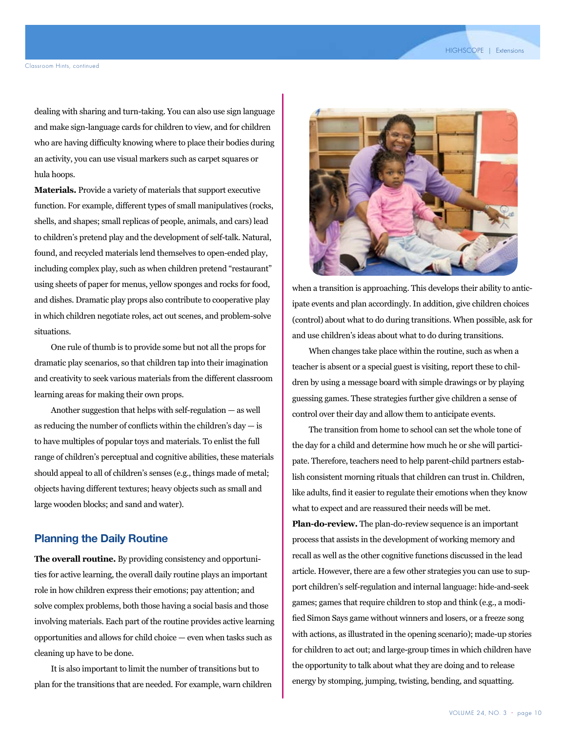dealing with sharing and turn-taking. You can also use sign language and make sign-language cards for children to view, and for children who are having difficulty knowing where to place their bodies during an activity, you can use visual markers such as carpet squares or hula hoops.

**Materials.** Provide a variety of materials that support executive function. For example, different types of small manipulatives (rocks, shells, and shapes; small replicas of people, animals, and cars) lead to children's pretend play and the development of self-talk. Natural, found, and recycled materials lend themselves to open-ended play, including complex play, such as when children pretend "restaurant" using sheets of paper for menus, yellow sponges and rocks for food, and dishes. Dramatic play props also contribute to cooperative play in which children negotiate roles, act out scenes, and problem-solve situations.

One rule of thumb is to provide some but not all the props for dramatic play scenarios, so that children tap into their imagination and creativity to seek various materials from the different classroom learning areas for making their own props.

Another suggestion that helps with self-regulation — as well as reducing the number of conflicts within the children's day — is to have multiples of popular toys and materials. To enlist the full range of children's perceptual and cognitive abilities, these materials should appeal to all of children's senses (e.g., things made of metal; objects having different textures; heavy objects such as small and large wooden blocks; and sand and water).

## Planning the Daily Routine

**The overall routine.** By providing consistency and opportunities for active learning, the overall daily routine plays an important role in how children express their emotions; pay attention; and solve complex problems, both those having a social basis and those involving materials. Each part of the routine provides active learning opportunities and allows for child choice — even when tasks such as cleaning up have to be done.

It is also important to limit the number of transitions but to plan for the transitions that are needed. For example, warn children when a transition is approaching. This develops their ability to anticipate events and plan accordingly. In addition, give children choices (control) about what to do during transitions. When possible, ask for and use children's ideas about what to do during transitions.

When changes take place within the routine, such as when a teacher is absent or a special guest is visiting, report these to children by using a message board with simple drawings or by playing guessing games. These strategies further give children a sense of control over their day and allow them to anticipate events.

The transition from home to school can set the whole tone of the day for a child and determine how much he or she will participate. Therefore, teachers need to help parent-child partners establish consistent morning rituals that children can trust in. Children, like adults, find it easier to regulate their emotions when they know what to expect and are reassured their needs will be met.

**Plan-do-review.** The plan-do-review sequence is an important process that assists in the development of working memory and recall as well as the other cognitive functions discussed in the lead article. However, there are a few other strategies you can use to support children's self-regulation and internal language: hide-and-seek games; games that require children to stop and think (e.g., a modified Simon Says game without winners and losers, or a freeze song with actions, as illustrated in the opening scenario); made-up stories for children to act out; and large-group times in which children have the opportunity to talk about what they are doing and to release energy by stomping, jumping, twisting, bending, and squatting.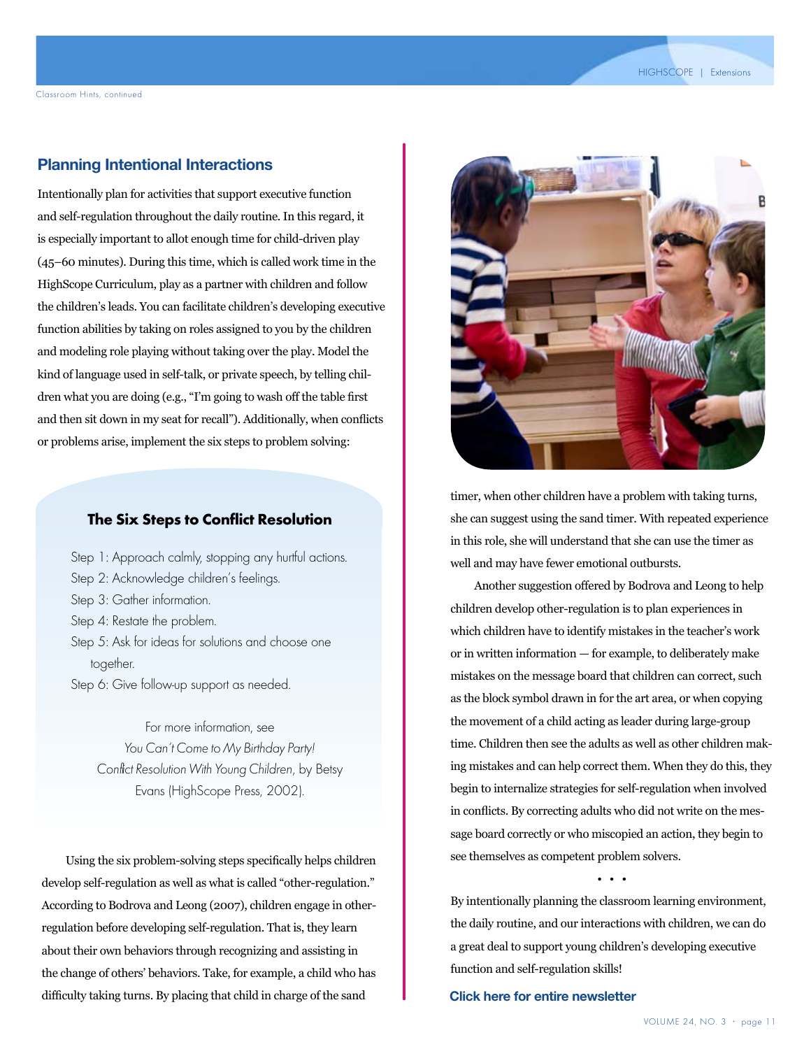Classroom Hints, continued

## Planning Intentional Interactions

Intentionally plan for activities that support executive function and self-regulation throughout the daily routine. In this regard, it is especially important to allot enough time for child-driven play (45–60 minutes). During this time, which is called work time in the HighScope Curriculum, play as a partner with children and follow the children's leads. You can facilitate children's developing executive function abilities by taking on roles assigned to you by the children and modeling role playing without taking over the play. Model the kind of language used in self-talk, or private speech, by telling children what you are doing (e.g., "I'm going to wash off the table first and then sit down in my seat for recall"). Additionally, when conflicts or problems arise, implement the six steps to problem solving:

### The Six Steps to Conflict Resolution

- Step 1: Approach calmly, stopping any hurtful actions.
- Step 2: Acknowledge children's feelings.
- Step 3: Gather information.
- Step 4: Restate the problem.
- Step 5: Ask for ideas for solutions and choose one together.
- Step 6: Give follow-up support as needed.

For more information, see *You Can't Come to My Birthday Party! Conflict Resolution With Young Children*, by Betsy Evans (HighScope Press, 2002).

Using the six problem-solving steps specifically helps children develop self-regulation as well as what is called "other-regulation." According to Bodrova and Leong (2007), children engage in other-regulation before developing self-regulation. That is, they learn about their own behaviors through recognizing and assisting in the change of others' behaviors. Take, for example, a child who has difficulty taking turns. By placing that child in charge of the sand timer, when other children have a problem with taking turns, she can suggest using the sand timer. With repeated experience in this role, she will understand that she can use the timer as well and may have fewer emotional outbursts.

Another suggestion offered by Bodrova and Leong to help children develop other-regulation is to plan experiences in which children have to identify mistakes in the teacher's work or in written information — for example, to deliberately make mistakes on the message board that children can correct, such as the block symbol drawn in for the art area, or when copying the movement of a child acting as leader during large-group time. Children then see the adults as well as other children making mistakes and can help correct them. When they do this, they begin to internalize strategies for self-regulation when involved in conflicts. By correcting adults who did not write on the message board correctly or who miscopied an action, they begin to see themselves as competent problem solvers.

• • •

By intentionally planning the classroom learning environment, the daily routine, and our interactions with children, we can do a great deal to support young children's developing executive function and self-regulation skills!

**Click here for entire newsletter**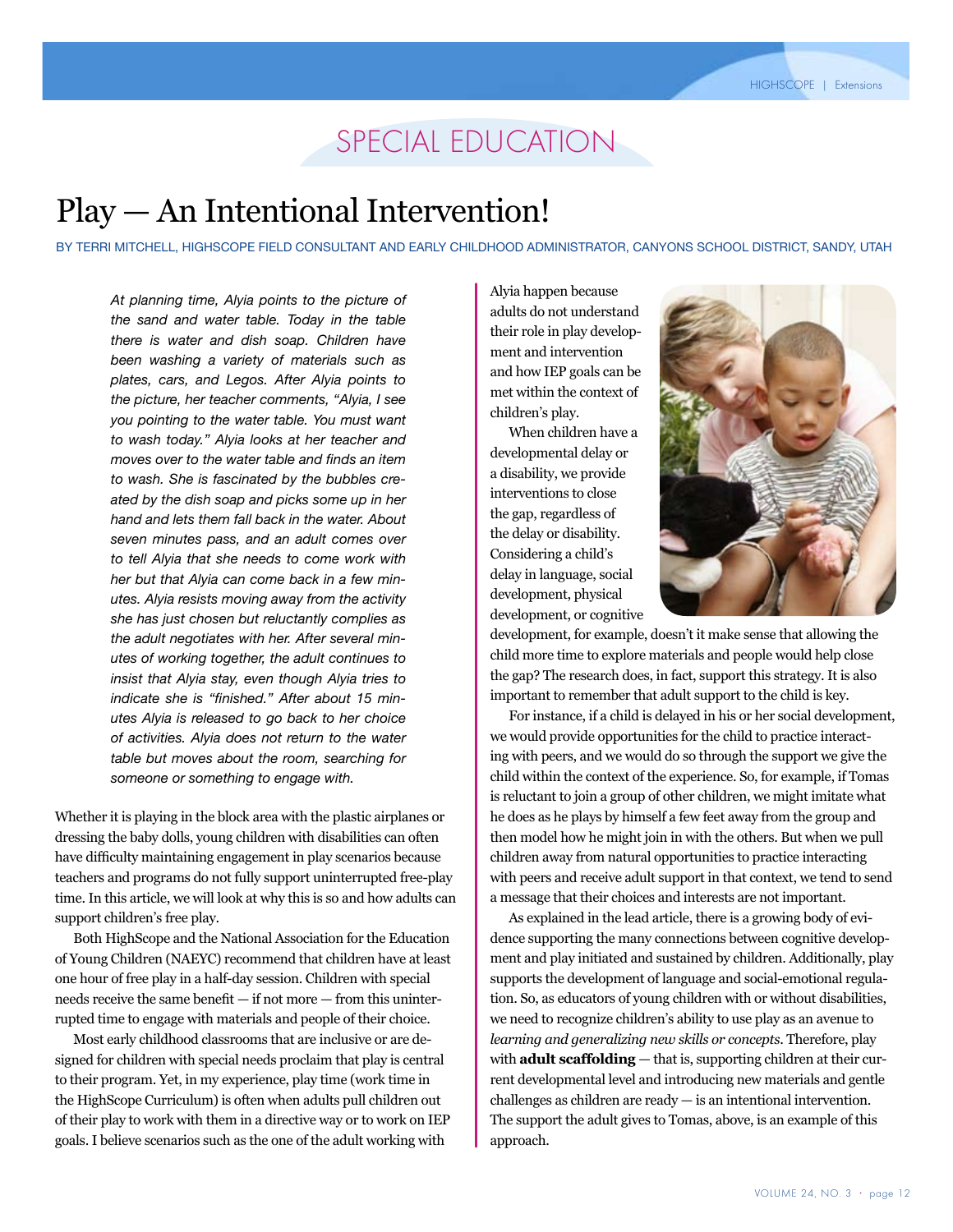# SPECIAL EDUCATION

## Play — An Intentional Intervention!

BY TERRI MITCHELL, HIGHSCOPE FIELD CONSULTANT AND EARLY CHILDHOOD ADMINISTRATOR, CANYONS SCHOOL DISTRICT, SANDY, UTAH

*At planning time, Alyia points to the picture of the sand and water table. Today in the table there is water and dish soap. Children have been washing a variety of materials such as plates, cars, and Legos. After Alyia points to the picture, her teacher comments, "Alyia, I see you pointing to the water table. You must want to wash today." Alyia looks at her teacher and moves over to the water table and finds an item to wash. She is fascinated by the bubbles created by the dish soap and picks some up in her hand and lets them fall back in the water. About seven minutes pass, and an adult comes over to tell Alyia that she needs to come work with her but that Alyia can come back in a few minutes. Alyia resists moving away from the activity she has just chosen but reluctantly complies as the adult negotiates with her. After several minutes of working together, the adult continues to insist that Alyia stay, even though Alyia tries to indicate she is "finished." After about 15 minutes Alyia is released to go back to her choice of activities. Alyia does not return to the water table but moves about the room, searching for someone or something to engage with.*

Whether it is playing in the block area with the plastic airplanes or dressing the baby dolls, young children with disabilities can often have difficulty maintaining engagement in play scenarios because teachers and programs do not fully support uninterrupted free-play time. In this article, we will look at why this is so and how adults can support children's free play.

Both HighScope and the National Association for the Education of Young Children (NAEYC) recommend that children have at least one hour of free play in a half-day session. Children with special needs receive the same benefit — if not more — from this uninterrupted time to engage with materials and people of their choice.

Most early childhood classrooms that are inclusive or are designed for children with special needs proclaim that play is central to their program. Yet, in my experience, play time (work time in the HighScope Curriculum) is often when adults pull children out of their play to work with them in a directive way or to work on IEP goals. I believe scenarios such as the one of the adult working with Alyia happen because adults do not understand their role in play development and intervention and how IEP goals can be met within the context of children's play.

When children have a developmental delay or a disability, we provide interventions to close the gap, regardless of the delay or disability. Considering a child's delay in language, social development, physical development, or cognitive development, for example, doesn't it make sense that allowing the child more time to explore materials and people would help close the gap? The research does, in fact, support this strategy. It is also important to remember that adult support to the child is key.

For instance, if a child is delayed in his or her social development, we would provide opportunities for the child to practice interacting with peers, and we would do so through the support we give the child within the context of the experience. So, for example, if Tomas is reluctant to join a group of other children, we might imitate what he does as he plays by himself a few feet away from the group and then model how he might join in with the others. But when we pull children away from natural opportunities to practice interacting with peers and receive adult support in that context, we tend to send a message that their choices and interests are not important.

As explained in the lead article, there is a growing body of evidence supporting the many connections between cognitive development and play initiated and sustained by children. Additionally, play supports the development of language and social-emotional regulation. So, as educators of young children with or without disabilities, we need to recognize children's ability to use play as an avenue to *learning and generalizing new skills or concepts*. Therefore, play with **adult scaffolding** — that is, supporting children at their current developmental level and introducing new materials and gentle challenges as children are ready — is an intentional intervention. The support the adult gives to Tomas, above, is an example of this approach.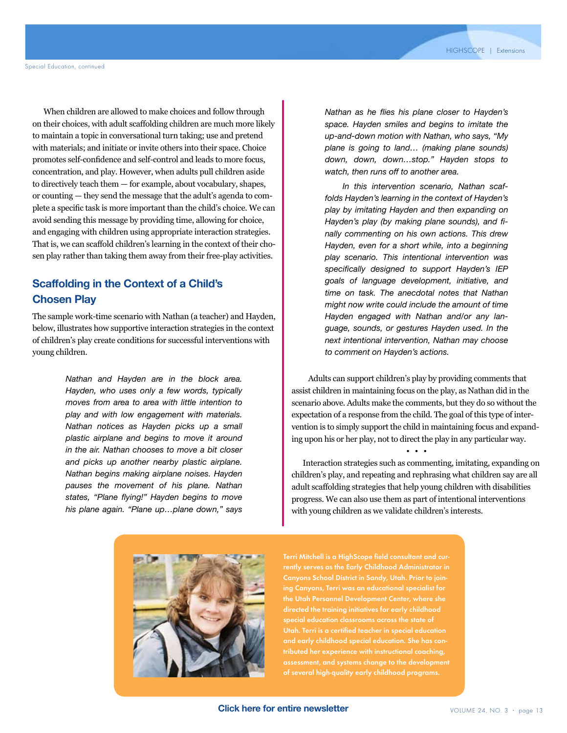When children are allowed to make choices and follow through on their choices, with adult scaffolding children are much more likely to maintain a topic in conversational turn taking; use and pretend with materials; and initiate or invite others into their space. Choice promotes self-confidence and self-control and leads to more focus, concentration, and play. However, when adults pull children aside to directively teach them — for example, about vocabulary, shapes, or counting — they send the message that the adult's agenda to complete a specific task is more important than the child's choice. We can avoid sending this message by providing time, allowing for choice, and engaging with children using appropriate interaction strategies. That is, we can scaffold children's learning in the context of their chosen play rather than taking them away from their free-play activities.

## Scaffolding in the Context of a Child's Chosen Play

The sample work-time scenario with Nathan (a teacher) and Hayden, below, illustrates how supportive interaction strategies in the context of children's play create conditions for successful interventions with young children.

> *Nathan and Hayden are in the block area. Hayden, who uses only a few words, typically moves from area to area with little intention to play and with low engagement with materials. Nathan notices as Hayden picks up a small plastic airplane and begins to move it around in the air. Nathan chooses to move a bit closer and picks up another nearby plastic airplane. Nathan begins making airplane noises. Hayden pauses the movement of his plane. Nathan states, "Plane flying!" Hayden begins to move his plane again. "Plane up…plane down," says Nathan as he flies his plane closer to Hayden's space. Hayden smiles and begins to imitate the up-and-down motion with Nathan, who says, "My plane is going to land… (making plane sounds) down, down, down…stop." Hayden stops to watch, then runs off to another area.*
>
> *In this intervention scenario, Nathan scaffolds Hayden's learning in the context of Hayden's play by imitating Hayden and then expanding on Hayden's play (by making plane sounds), and finally commenting on his own actions. This drew Hayden, even for a short while, into a beginning play scenario. This intentional intervention was specifically designed to support Hayden's IEP goals of language development, initiative, and time on task. The anecdotal notes that Nathan might now write could include the amount of time Hayden engaged with Nathan and/or any language, sounds, or gestures Hayden used. In the next intentional intervention, Nathan may choose to comment on Hayden's actions.*

Adults can support children's play by providing comments that assist children in maintaining focus on the play, as Nathan did in the scenario above. Adults make the comments, but they do so without the expectation of a response from the child. The goal of this type of intervention is to simply support the child in maintaining focus and expanding upon his or her play, not to direct the play in any particular way.

• • •

Interaction strategies such as commenting, imitating, expanding on children's play, and repeating and rephrasing what children say are all adult scaffolding strategies that help young children with disabilities progress. We can also use them as part of intentional interventions with young children as we validate children's interests.

**Terri Mitchell is a HighScope field consultant and currently serves as the Early Childhood Administrator in Canyons School District in Sandy, Utah. Prior to joining Canyons, Terri was an educational specialist for the Utah Personnel Development Center, where she directed the training initiatives for early childhood special education classrooms across the state of Utah. Terri is a certified teacher in special education and early childhood special education. She has contributed her experience with instructional coaching, assessment, and systems change to the development of several high-quality early childhood programs.**

**Click here for entire newsletter**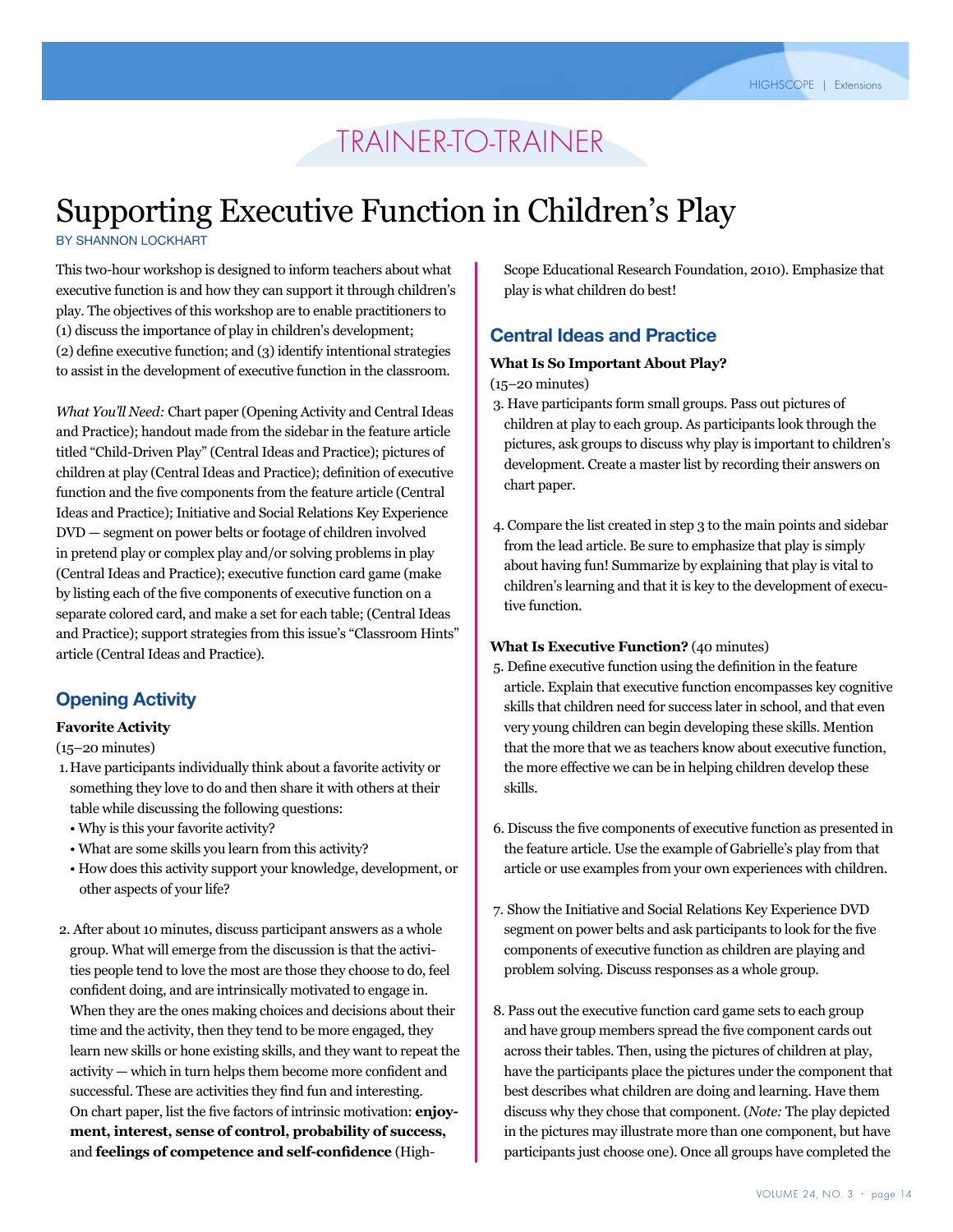TRAINER-TO-TRAINER

# Supporting Executive Function in Children's Play

BY SHANNON LOCKHART

This two-hour workshop is designed to inform teachers about what executive function is and how they can support it through children's play. The objectives of this workshop are to enable practitioners to (1) discuss the importance of play in children's development; (2) define executive function; and (3) identify intentional strategies to assist in the development of executive function in the classroom.

*What You'll Need:* Chart paper (Opening Activity and Central Ideas and Practice); handout made from the sidebar in the feature article titled "Child-Driven Play" (Central Ideas and Practice); pictures of children at play (Central Ideas and Practice); definition of executive function and the five components from the feature article (Central Ideas and Practice); Initiative and Social Relations Key Experience DVD — segment on power belts or footage of children involved in pretend play or complex play and/or solving problems in play (Central Ideas and Practice); executive function card game (make by listing each of the five components of executive function on a separate colored card, and make a set for each table; (Central Ideas and Practice); support strategies from this issue's "Classroom Hints" article (Central Ideas and Practice).

## Opening Activity

**Favorite Activity**

(15–20 minutes)

1. Have participants individually think about a favorite activity or something they love to do and then share it with others at their table while discussing the following questions:
   - Why is this your favorite activity?
   - What are some skills you learn from this activity?
   - How does this activity support your knowledge, development, or other aspects of your life?

2. After about 10 minutes, discuss participant answers as a whole group. What will emerge from the discussion is that the activities people tend to love the most are those they choose to do, feel confident doing, and are intrinsically motivated to engage in. When they are the ones making choices and decisions about their time and the activity, then they tend to be more engaged, they learn new skills or hone existing skills, and they want to repeat the activity — which in turn helps them become more confident and successful. These are activities they find fun and interesting. On chart paper, list the five factors of intrinsic motivation: **enjoyment, interest, sense of control, probability of success,** and **feelings of competence and self-confidence** (HighScope Educational Research Foundation, 2010). Emphasize that play is what children do best!

## Central Ideas and Practice

**What Is So Important About Play?**

(15–20 minutes)

3. Have participants form small groups. Pass out pictures of children at play to each group. As participants look through the pictures, ask groups to discuss why play is important to children's development. Create a master list by recording their answers on chart paper.

4. Compare the list created in step 3 to the main points and sidebar from the lead article. Be sure to emphasize that play is simply about having fun! Summarize by explaining that play is vital to children's learning and that it is key to the development of executive function.

**What Is Executive Function?** (40 minutes)

5. Define executive function using the definition in the feature article. Explain that executive function encompasses key cognitive skills that children need for success later in school, and that even very young children can begin developing these skills. Mention that the more that we as teachers know about executive function, the more effective we can be in helping children develop these skills.

6. Discuss the five components of executive function as presented in the feature article. Use the example of Gabrielle's play from that article or use examples from your own experiences with children.

7. Show the Initiative and Social Relations Key Experience DVD segment on power belts and ask participants to look for the five components of executive function as children are playing and problem solving. Discuss responses as a whole group.

8. Pass out the executive function card game sets to each group and have group members spread the five component cards out across their tables. Then, using the pictures of children at play, have the participants place the pictures under the component that best describes what children are doing and learning. Have them discuss why they chose that component. (*Note:* The play depicted in the pictures may illustrate more than one component, but have participants just choose one). Once all groups have completed the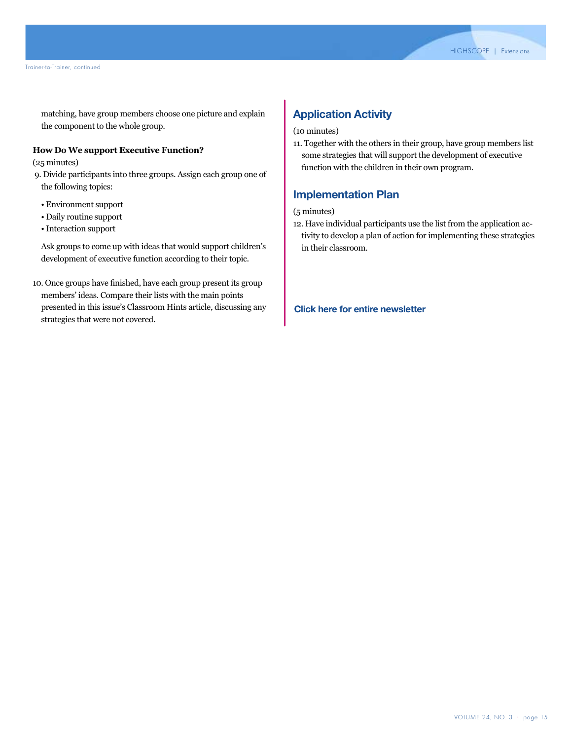matching, have group members choose one picture and explain the component to the whole group.

**How Do We support Executive Function?**

(25 minutes)

9. Divide participants into three groups. Assign each group one of the following topics:

   - Environment support
   - Daily routine support
   - Interaction support

   Ask groups to come up with ideas that would support children's development of executive function according to their topic.

10. Once groups have finished, have each group present its group members' ideas. Compare their lists with the main points presented in this issue's Classroom Hints article, discussing any strategies that were not covered.

## Application Activity

(10 minutes)

11. Together with the others in their group, have group members list some strategies that will support the development of executive function with the children in their own program.

## Implementation Plan

(5 minutes)

12. Have individual participants use the list from the application activity to develop a plan of action for implementing these strategies in their classroom.

**Click here for entire newsletter**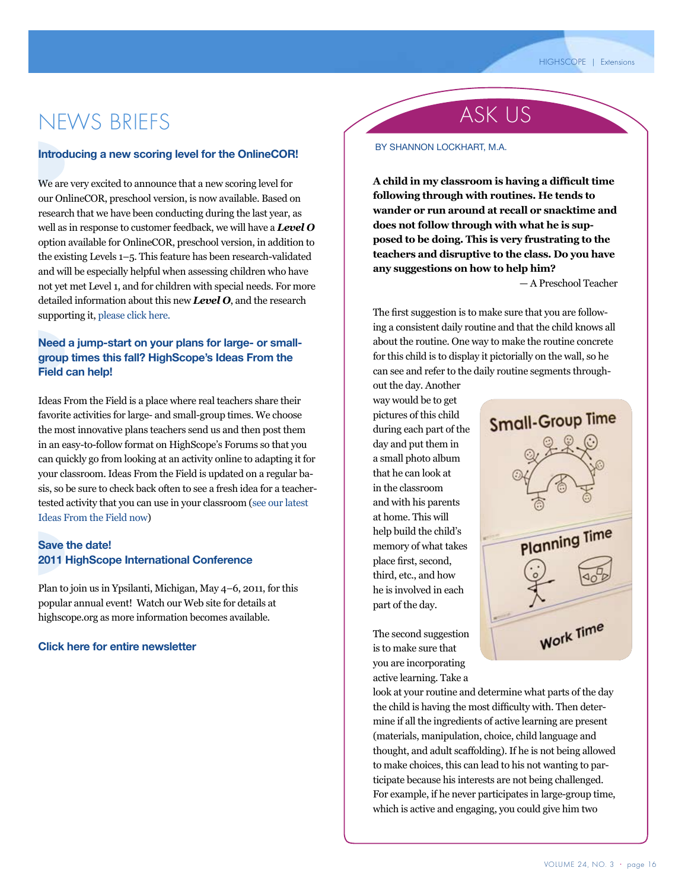# NEWS BRIEFS

### Introducing a new scoring level for the OnlineCOR!

We are very excited to announce that a new scoring level for our OnlineCOR, preschool version, is now available. Based on research that we have been conducting during the last year, as well as in response to customer feedback, we will have a ***Level O*** option available for OnlineCOR, preschool version, in addition to the existing Levels 1–5. This feature has been research-validated and will be especially helpful when assessing children who have not yet met Level 1, and for children with special needs. For more detailed information about this new ***Level O***, and the research supporting it, please click here.

### Need a jump-start on your plans for large- or small-group times this fall? HighScope's Ideas From the Field can help!

Ideas From the Field is a place where real teachers share their favorite activities for large- and small-group times. We choose the most innovative plans teachers send us and then post them in an easy-to-follow format on HighScope's Forums so that you can quickly go from looking at an activity online to adapting it for your classroom. Ideas From the Field is updated on a regular basis, so be sure to check back often to see a fresh idea for a teacher-tested activity that you can use in your classroom (see our latest Ideas From the Field now)

### Save the date!
### 2011 HighScope International Conference

Plan to join us in Ypsilanti, Michigan, May 4–6, 2011, for this popular annual event! Watch our Web site for details at highscope.org as more information becomes available.

**Click here for entire newsletter**

# ASK US

BY SHANNON LOCKHART, M.A.

**A child in my classroom is having a difficult time following through with routines. He tends to wander or run around at recall or snacktime and does not follow through with what he is supposed to be doing. This is very frustrating to the teachers and disruptive to the class. Do you have any suggestions on how to help him?**

— A Preschool Teacher

The first suggestion is to make sure that you are following a consistent daily routine and that the child knows all about the routine. One way to make the routine concrete for this child is to display it pictorially on the wall, so he can see and refer to the daily routine segments throughout the day. Another way would be to get pictures of this child during each part of the day and put them in a small photo album that he can look at in the classroom and with his parents at home. This will help build the child's memory of what takes place first, second, third, etc., and how he is involved in each part of the day.

The second suggestion is to make sure that you are incorporating active learning. Take a look at your routine and determine what parts of the day the child is having the most difficulty with. Then determine if all the ingredients of active learning are present (materials, manipulation, choice, child language and thought, and adult scaffolding). If he is not being allowed to make choices, this can lead to his not wanting to participate because his interests are not being challenged. For example, if he never participates in large-group time, which is active and engaging, you could give him two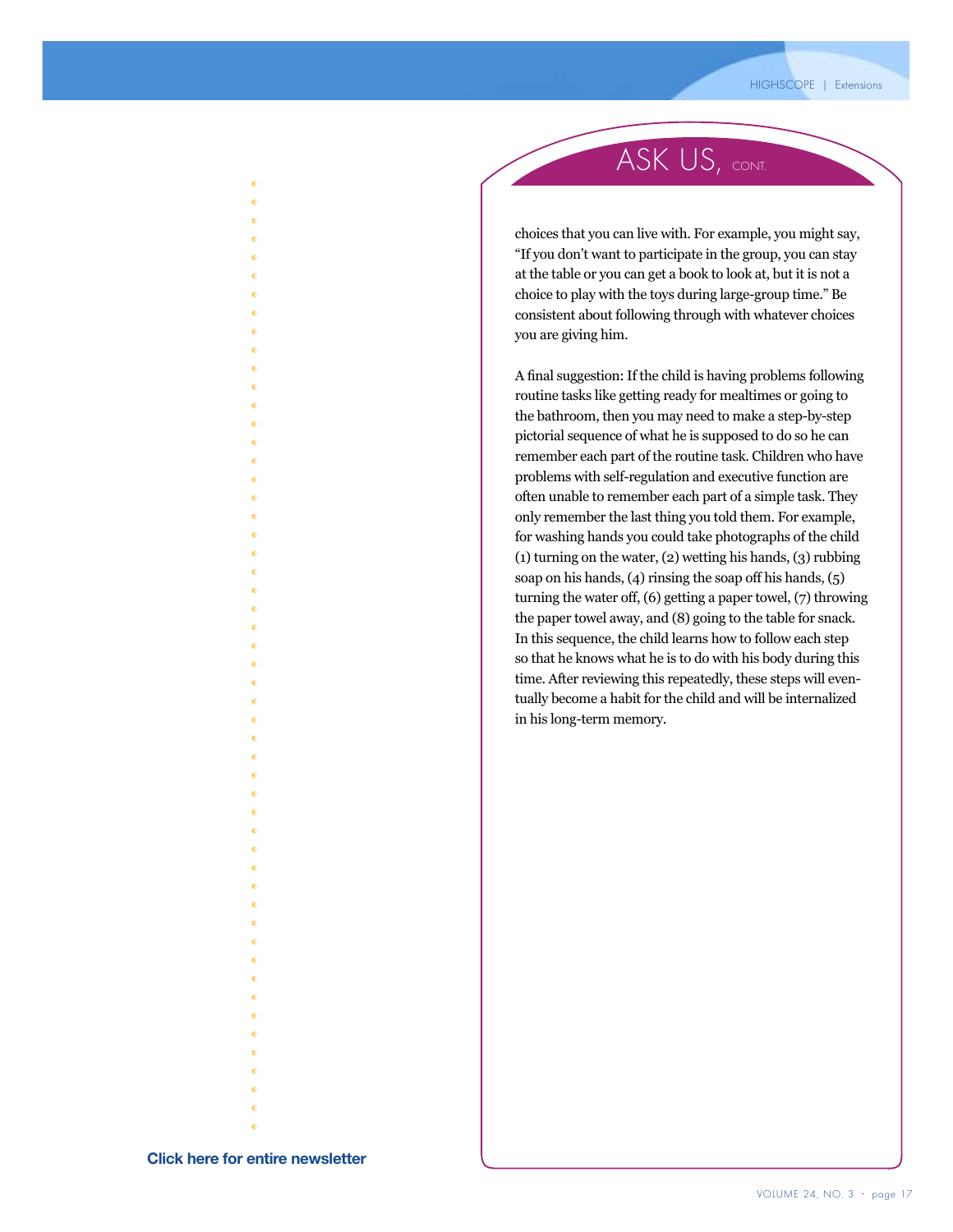## ASK US, CONT.

choices that you can live with. For example, you might say, "If you don't want to participate in the group, you can stay at the table or you can get a book to look at, but it is not a choice to play with the toys during large-group time." Be consistent about following through with whatever choices you are giving him.

A final suggestion: If the child is having problems following routine tasks like getting ready for mealtimes or going to the bathroom, then you may need to make a step-by-step pictorial sequence of what he is supposed to do so he can remember each part of the routine task. Children who have problems with self-regulation and executive function are often unable to remember each part of a simple task. They only remember the last thing you told them. For example, for washing hands you could take photographs of the child (1) turning on the water, (2) wetting his hands, (3) rubbing soap on his hands, (4) rinsing the soap off his hands, (5) turning the water off, (6) getting a paper towel, (7) throwing the paper towel away, and (8) going to the table for snack. In this sequence, the child learns how to follow each step so that he knows what he is to do with his body during this time. After reviewing this repeatedly, these steps will eventually become a habit for the child and will be internalized in his long-term memory.

**Click here for entire newsletter**